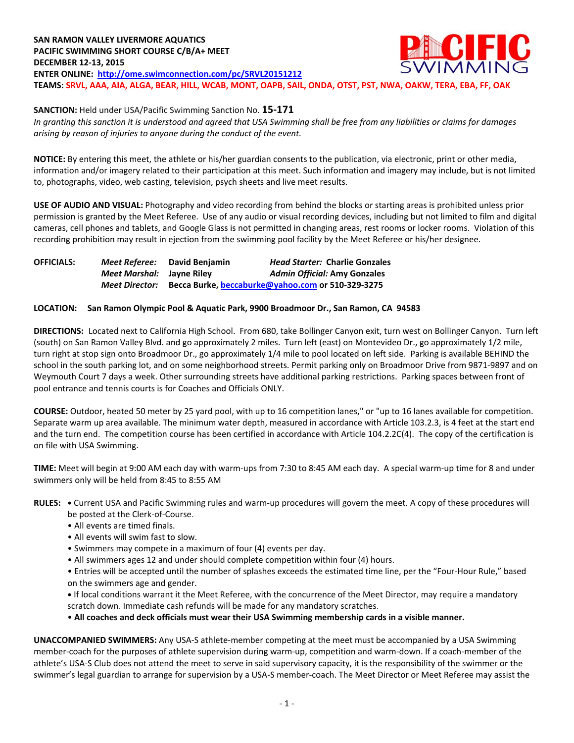**SAN RAMON VALLEY LIVERMORE AQUATICS**
**PACIFIC SWIMMING SHORT COURSE C/B/A+ MEET**
**DECEMBER 12-13, 2015**
**ENTER ONLINE: http://ome.swimconnection.com/pc/SRVL20151212**
**TEAMS: SRVL, AAA, AIA, ALGA, BEAR, HILL, WCAB, MONT, OAPB, SAIL, ONDA, OTST, PST, NWA, OAKW, TERA, EBA, FF, OAK**

**SANCTION:** Held under USA/Pacific Swimming Sanction No. **15-171**
*In granting this sanction it is understood and agreed that USA Swimming shall be free from any liabilities or claims for damages arising by reason of injuries to anyone during the conduct of the event.*

**NOTICE:** By entering this meet, the athlete or his/her guardian consents to the publication, via electronic, print or other media, information and/or imagery related to their participation at this meet. Such information and imagery may include, but is not limited to, photographs, video, web casting, television, psych sheets and live meet results.

**USE OF AUDIO AND VISUAL:** Photography and video recording from behind the blocks or starting areas is prohibited unless prior permission is granted by the Meet Referee. Use of any audio or visual recording devices, including but not limited to film and digital cameras, cell phones and tablets, and Google Glass is not permitted in changing areas, rest rooms or locker rooms. Violation of this recording prohibition may result in ejection from the swimming pool facility by the Meet Referee or his/her designee.

**OFFICIALS:**
*Meet Referee:* **David Benjamin** — *Head Starter:* **Charlie Gonzales**
*Meet Marshal:* **Jayne Riley** — *Admin Official:* **Amy Gonzales**
*Meet Director:* **Becca Burke, beccaburke@yahoo.com or 510-329-3275**

**LOCATION: San Ramon Olympic Pool & Aquatic Park, 9900 Broadmoor Dr., San Ramon, CA 94583**

**DIRECTIONS:** Located next to California High School. From 680, take Bollinger Canyon exit, turn west on Bollinger Canyon. Turn left (south) on San Ramon Valley Blvd. and go approximately 2 miles. Turn left (east) on Montevideo Dr., go approximately 1/2 mile, turn right at stop sign onto Broadmoor Dr., go approximately 1/4 mile to pool located on left side. Parking is available BEHIND the school in the south parking lot, and on some neighborhood streets. Permit parking only on Broadmoor Drive from 9871-9897 and on Weymouth Court 7 days a week. Other surrounding streets have additional parking restrictions. Parking spaces between front of pool entrance and tennis courts is for Coaches and Officials ONLY.

**COURSE:** Outdoor, heated 50 meter by 25 yard pool, with up to 16 competition lanes," or "up to 16 lanes available for competition. Separate warm up area available. The minimum water depth, measured in accordance with Article 103.2.3, is 4 feet at the start end and the turn end. The competition course has been certified in accordance with Article 104.2.2C(4). The copy of the certification is on file with USA Swimming.

**TIME:** Meet will begin at 9:00 AM each day with warm-ups from 7:30 to 8:45 AM each day. A special warm-up time for 8 and under swimmers only will be held from 8:45 to 8:55 AM

**RULES:**
- Current USA and Pacific Swimming rules and warm-up procedures will govern the meet. A copy of these procedures will be posted at the Clerk-of-Course.
- All events are timed finals.
- All events will swim fast to slow.
- Swimmers may compete in a maximum of four (4) events per day.
- All swimmers ages 12 and under should complete competition within four (4) hours.
- Entries will be accepted until the number of splashes exceeds the estimated time line, per the "Four-Hour Rule," based on the swimmers age and gender.
- If local conditions warrant it the Meet Referee, with the concurrence of the Meet Director, may require a mandatory scratch down. Immediate cash refunds will be made for any mandatory scratches.
- **All coaches and deck officials must wear their USA Swimming membership cards in a visible manner.**

**UNACCOMPANIED SWIMMERS:** Any USA-S athlete-member competing at the meet must be accompanied by a USA Swimming member-coach for the purposes of athlete supervision during warm-up, competition and warm-down. If a coach-member of the athlete's USA-S Club does not attend the meet to serve in said supervisory capacity, it is the responsibility of the swimmer or the swimmer's legal guardian to arrange for supervision by a USA-S member-coach. The Meet Director or Meet Referee may assist the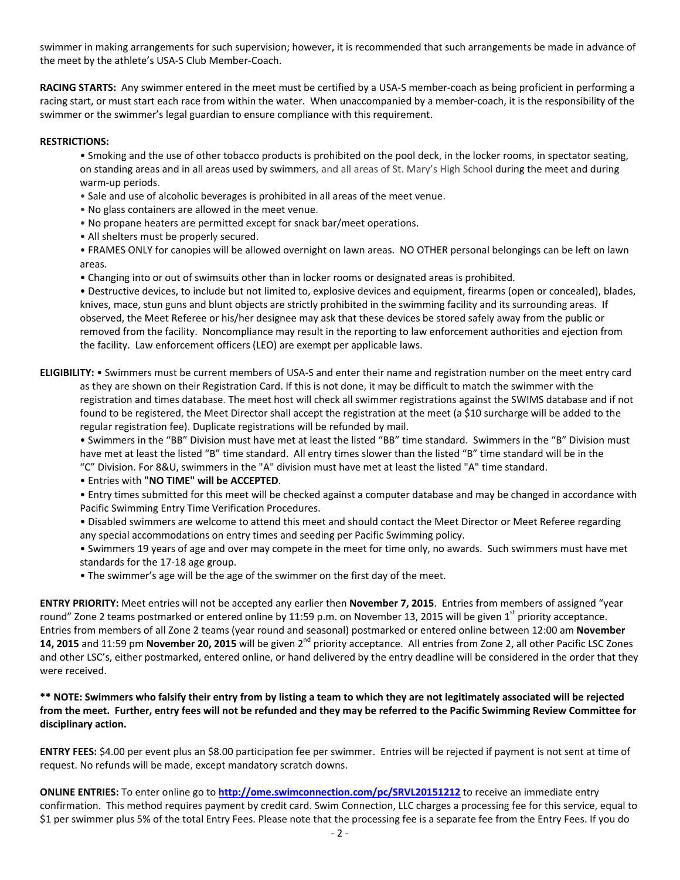swimmer in making arrangements for such supervision; however, it is recommended that such arrangements be made in advance of the meet by the athlete's USA-S Club Member-Coach.

**RACING STARTS:** Any swimmer entered in the meet must be certified by a USA-S member-coach as being proficient in performing a racing start, or must start each race from within the water. When unaccompanied by a member-coach, it is the responsibility of the swimmer or the swimmer's legal guardian to ensure compliance with this requirement.

**RESTRICTIONS:**

- Smoking and the use of other tobacco products is prohibited on the pool deck, in the locker rooms, in spectator seating, on standing areas and in all areas used by swimmers, and all areas of St. Mary's High School during the meet and during warm-up periods.
- Sale and use of alcoholic beverages is prohibited in all areas of the meet venue.
- No glass containers are allowed in the meet venue.
- No propane heaters are permitted except for snack bar/meet operations.
- All shelters must be properly secured.
- FRAMES ONLY for canopies will be allowed overnight on lawn areas. NO OTHER personal belongings can be left on lawn areas.
- Changing into or out of swimsuits other than in locker rooms or designated areas is prohibited.
- Destructive devices, to include but not limited to, explosive devices and equipment, firearms (open or concealed), blades, knives, mace, stun guns and blunt objects are strictly prohibited in the swimming facility and its surrounding areas. If observed, the Meet Referee or his/her designee may ask that these devices be stored safely away from the public or removed from the facility. Noncompliance may result in the reporting to law enforcement authorities and ejection from the facility. Law enforcement officers (LEO) are exempt per applicable laws.

**ELIGIBILITY:**

- Swimmers must be current members of USA-S and enter their name and registration number on the meet entry card as they are shown on their Registration Card. If this is not done, it may be difficult to match the swimmer with the registration and times database. The meet host will check all swimmer registrations against the SWIMS database and if not found to be registered, the Meet Director shall accept the registration at the meet (a $10 surcharge will be added to the regular registration fee). Duplicate registrations will be refunded by mail.
- Swimmers in the "BB" Division must have met at least the listed "BB" time standard. Swimmers in the "B" Division must have met at least the listed "B" time standard. All entry times slower than the listed "B" time standard will be in the "C" Division. For 8&U, swimmers in the "A" division must have met at least the listed "A" time standard.
- Entries with **"NO TIME" will be ACCEPTED**.
- Entry times submitted for this meet will be checked against a computer database and may be changed in accordance with Pacific Swimming Entry Time Verification Procedures.
- Disabled swimmers are welcome to attend this meet and should contact the Meet Director or Meet Referee regarding any special accommodations on entry times and seeding per Pacific Swimming policy.
- Swimmers 19 years of age and over may compete in the meet for time only, no awards. Such swimmers must have met standards for the 17-18 age group.
- The swimmer's age will be the age of the swimmer on the first day of the meet.

**ENTRY PRIORITY:** Meet entries will not be accepted any earlier then **November 7, 2015**. Entries from members of assigned "year round" Zone 2 teams postmarked or entered online by 11:59 p.m. on November 13, 2015 will be given 1st priority acceptance. Entries from members of all Zone 2 teams (year round and seasonal) postmarked or entered online between 12:00 am **November 14, 2015** and 11:59 pm **November 20, 2015** will be given 2nd priority acceptance. All entries from Zone 2, all other Pacific LSC Zones and other LSC's, either postmarked, entered online, or hand delivered by the entry deadline will be considered in the order that they were received.

**\*\* NOTE: Swimmers who falsify their entry from by listing a team to which they are not legitimately associated will be rejected from the meet. Further, entry fees will not be refunded and they may be referred to the Pacific Swimming Review Committee for disciplinary action.**

**ENTRY FEES:** $4.00 per event plus an $8.00 participation fee per swimmer. Entries will be rejected if payment is not sent at time of request. No refunds will be made, except mandatory scratch downs.

**ONLINE ENTRIES:** To enter online go to **http://ome.swimconnection.com/pc/SRVL20151212** to receive an immediate entry confirmation. This method requires payment by credit card. Swim Connection, LLC charges a processing fee for this service, equal to $1 per swimmer plus 5% of the total Entry Fees. Please note that the processing fee is a separate fee from the Entry Fees. If you do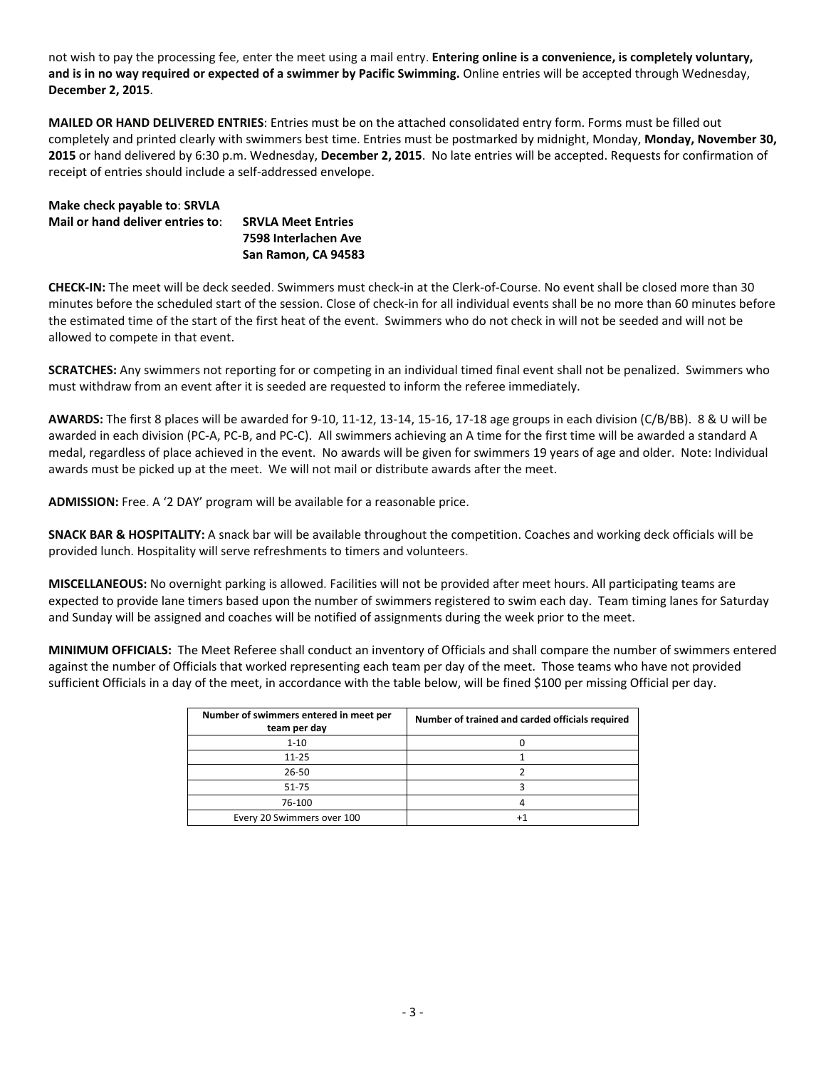not wish to pay the processing fee, enter the meet using a mail entry. **Entering online is a convenience, is completely voluntary, and is in no way required or expected of a swimmer by Pacific Swimming.** Online entries will be accepted through Wednesday, **December 2, 2015**.

**MAILED OR HAND DELIVERED ENTRIES**: Entries must be on the attached consolidated entry form. Forms must be filled out completely and printed clearly with swimmers best time. Entries must be postmarked by midnight, Monday, **Monday, November 30, 2015** or hand delivered by 6:30 p.m. Wednesday, **December 2, 2015**. No late entries will be accepted. Requests for confirmation of receipt of entries should include a self-addressed envelope.

**Make check payable to**: **SRVLA**
**Mail or hand deliver entries to**: **SRVLA Meet Entries**
**7598 Interlachen Ave**
**San Ramon, CA 94583**

**CHECK-IN:** The meet will be deck seeded. Swimmers must check-in at the Clerk-of-Course. No event shall be closed more than 30 minutes before the scheduled start of the session. Close of check-in for all individual events shall be no more than 60 minutes before the estimated time of the start of the first heat of the event. Swimmers who do not check in will not be seeded and will not be allowed to compete in that event.

**SCRATCHES:** Any swimmers not reporting for or competing in an individual timed final event shall not be penalized. Swimmers who must withdraw from an event after it is seeded are requested to inform the referee immediately.

**AWARDS:** The first 8 places will be awarded for 9-10, 11-12, 13-14, 15-16, 17-18 age groups in each division (C/B/BB). 8 & U will be awarded in each division (PC-A, PC-B, and PC-C). All swimmers achieving an A time for the first time will be awarded a standard A medal, regardless of place achieved in the event. No awards will be given for swimmers 19 years of age and older. Note: Individual awards must be picked up at the meet. We will not mail or distribute awards after the meet.

**ADMISSION:** Free. A '2 DAY' program will be available for a reasonable price.

**SNACK BAR & HOSPITALITY:** A snack bar will be available throughout the competition. Coaches and working deck officials will be provided lunch. Hospitality will serve refreshments to timers and volunteers.

**MISCELLANEOUS:** No overnight parking is allowed. Facilities will not be provided after meet hours. All participating teams are expected to provide lane timers based upon the number of swimmers registered to swim each day. Team timing lanes for Saturday and Sunday will be assigned and coaches will be notified of assignments during the week prior to the meet.

**MINIMUM OFFICIALS:** The Meet Referee shall conduct an inventory of Officials and shall compare the number of swimmers entered against the number of Officials that worked representing each team per day of the meet. Those teams who have not provided sufficient Officials in a day of the meet, in accordance with the table below, will be fined $100 per missing Official per day.

| Number of swimmers entered in meet per team per day | Number of trained and carded officials required |
|---|---|
| 1-10 | 0 |
| 11-25 | 1 |
| 26-50 | 2 |
| 51-75 | 3 |
| 76-100 | 4 |
| Every 20 Swimmers over 100 | +1 |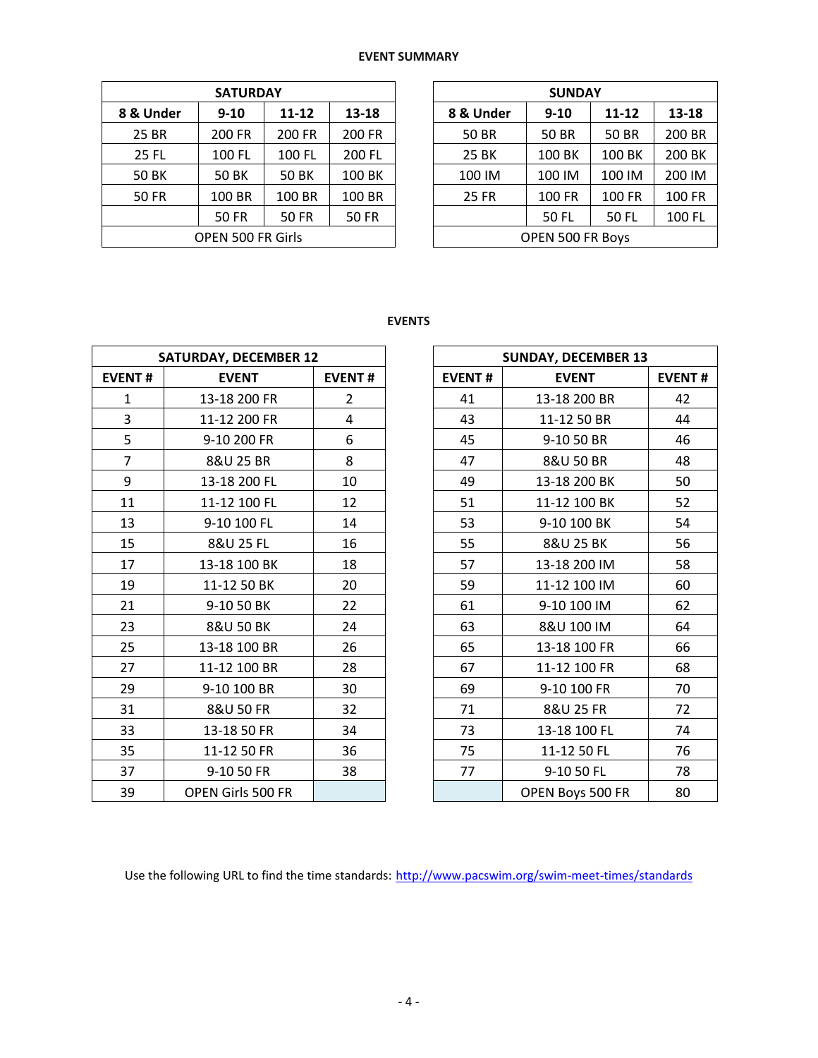**EVENT SUMMARY**

| SATURDAY | | | |
|---|---|---|---|
| **8 & Under** | **9-10** | **11-12** | **13-18** |
| 25 BR | 200 FR | 200 FR | 200 FR |
| 25 FL | 100 FL | 100 FL | 200 FL |
| 50 BK | 50 BK | 50 BK | 100 BK |
| 50 FR | 100 BR | 100 BR | 100 BR |
| | 50 FR | 50 FR | 50 FR |
| OPEN 500 FR Girls | | | |

| SUNDAY | | | |
|---|---|---|---|
| **8 & Under** | **9-10** | **11-12** | **13-18** |
| 50 BR | 50 BR | 50 BR | 200 BR |
| 25 BK | 100 BK | 100 BK | 200 BK |
| 100 IM | 100 IM | 100 IM | 200 IM |
| 25 FR | 100 FR | 100 FR | 100 FR |
| | 50 FL | 50 FL | 100 FL |
| OPEN 500 FR Boys | | | |

**EVENTS**

| SATURDAY, DECEMBER 12 | | |
|---|---|---|
| **EVENT #** | **EVENT** | **EVENT #** |
| 1 | 13-18 200 FR | 2 |
| 3 | 11-12 200 FR | 4 |
| 5 | 9-10 200 FR | 6 |
| 7 | 8&U 25 BR | 8 |
| 9 | 13-18 200 FL | 10 |
| 11 | 11-12 100 FL | 12 |
| 13 | 9-10 100 FL | 14 |
| 15 | 8&U 25 FL | 16 |
| 17 | 13-18 100 BK | 18 |
| 19 | 11-12 50 BK | 20 |
| 21 | 9-10 50 BK | 22 |
| 23 | 8&U 50 BK | 24 |
| 25 | 13-18 100 BR | 26 |
| 27 | 11-12 100 BR | 28 |
| 29 | 9-10 100 BR | 30 |
| 31 | 8&U 50 FR | 32 |
| 33 | 13-18 50 FR | 34 |
| 35 | 11-12 50 FR | 36 |
| 37 | 9-10 50 FR | 38 |
| 39 | OPEN Girls 500 FR | |

| SUNDAY, DECEMBER 13 | | |
|---|---|---|
| **EVENT #** | **EVENT** | **EVENT #** |
| 41 | 13-18 200 BR | 42 |
| 43 | 11-12 50 BR | 44 |
| 45 | 9-10 50 BR | 46 |
| 47 | 8&U 50 BR | 48 |
| 49 | 13-18 200 BK | 50 |
| 51 | 11-12 100 BK | 52 |
| 53 | 9-10 100 BK | 54 |
| 55 | 8&U 25 BK | 56 |
| 57 | 13-18 200 IM | 58 |
| 59 | 11-12 100 IM | 60 |
| 61 | 9-10 100 IM | 62 |
| 63 | 8&U 100 IM | 64 |
| 65 | 13-18 100 FR | 66 |
| 67 | 11-12 100 FR | 68 |
| 69 | 9-10 100 FR | 70 |
| 71 | 8&U 25 FR | 72 |
| 73 | 13-18 100 FL | 74 |
| 75 | 11-12 50 FL | 76 |
| 77 | 9-10 50 FL | 78 |
| | OPEN Boys 500 FR | 80 |

Use the following URL to find the time standards: http://www.pacswim.org/swim-meet-times/standards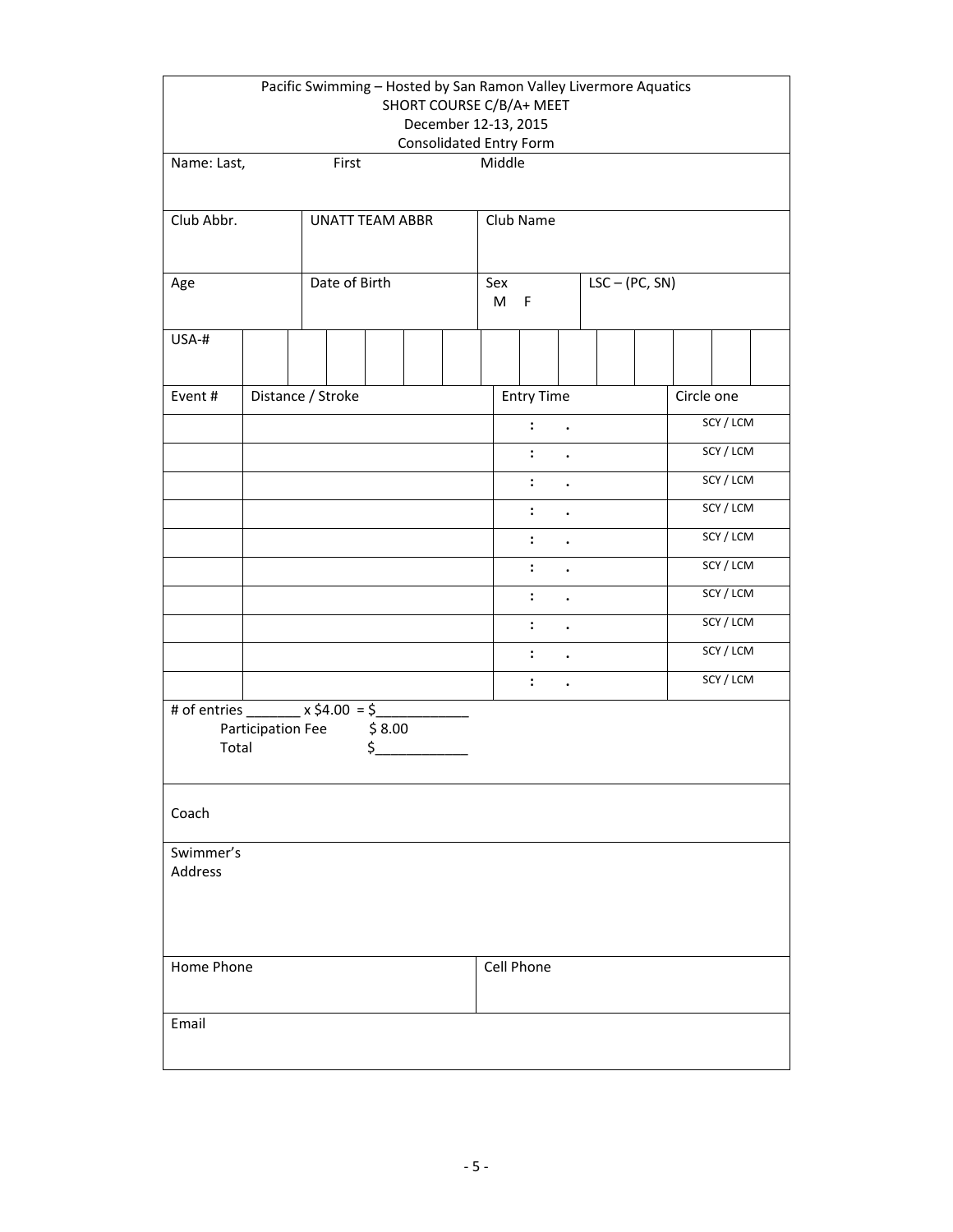Pacific Swimming – Hosted by San Ramon Valley Livermore Aquatics
SHORT COURSE C/B/A+ MEET
December 12-13, 2015
Consolidated Entry Form

| | | |
|---|---|---|
| Name: Last, | First | Middle |

| | | |
|---|---|---|
| Club Abbr. | UNATT TEAM ABBR | Club Name |

| | | | |
|---|---|---|---|
| Age | Date of Birth | Sex M F | LSC – (PC, SN) |

| | | | | | | | | | | | | | |
|---|---|---|---|---|---|---|---|---|---|---|---|---|---|
| USA-# | | | | | | | | | | | | | |

| Event # | Distance / Stroke | Entry Time | Circle one |
|---|---|---|---|
| | | : . | SCY / LCM |
| | | : . | SCY / LCM |
| | | : . | SCY / LCM |
| | | : . | SCY / LCM |
| | | : . | SCY / LCM |
| | | : . | SCY / LCM |
| | | : . | SCY / LCM |
| | | : . | SCY / LCM |
| | | : . | SCY / LCM |
| | | : . | SCY / LCM |

# of entries _______ x $4.00 = $____________
Participation Fee $ 8.00
Total $____________

Coach

Swimmer's Address

| | |
|---|---|
| Home Phone | Cell Phone |

Email